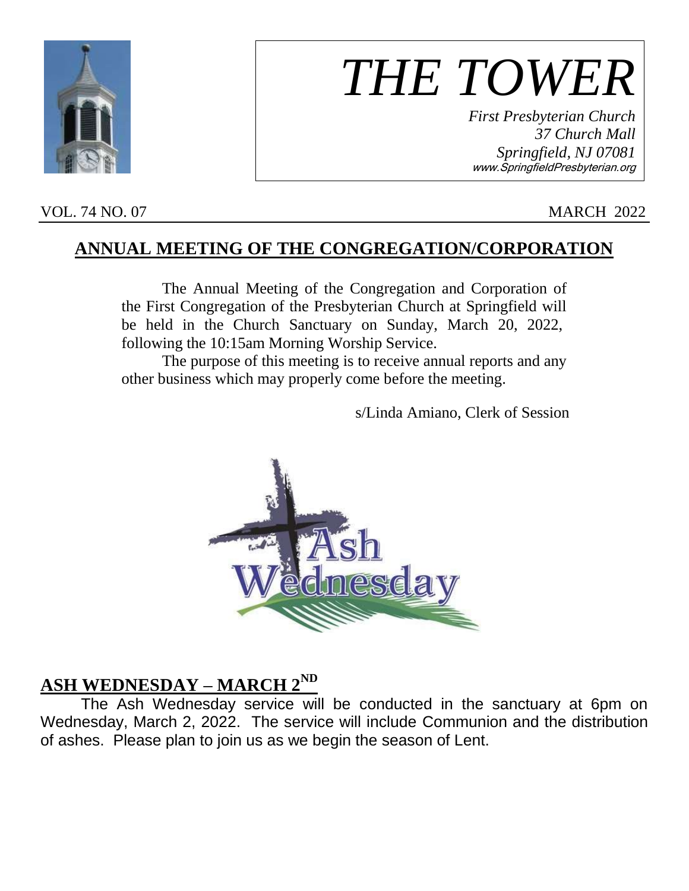# *THE TOWER*

*First Presbyterian Church*
*37 Church Mall*
*Springfield, NJ 07081*
*www.SpringfieldPresbyterian.org*

VOL. 74 NO. 07 MARCH 2022

## ANNUAL MEETING OF THE CONGREGATION/CORPORATION

The Annual Meeting of the Congregation and Corporation of the First Congregation of the Presbyterian Church at Springfield will be held in the Church Sanctuary on Sunday, March 20, 2022, following the 10:15am Morning Worship Service.

The purpose of this meeting is to receive annual reports and any other business which may properly come before the meeting.

s/Linda Amiano, Clerk of Session

## ASH WEDNESDAY – MARCH 2ND

The Ash Wednesday service will be conducted in the sanctuary at 6pm on Wednesday, March 2, 2022. The service will include Communion and the distribution of ashes. Please plan to join us as we begin the season of Lent.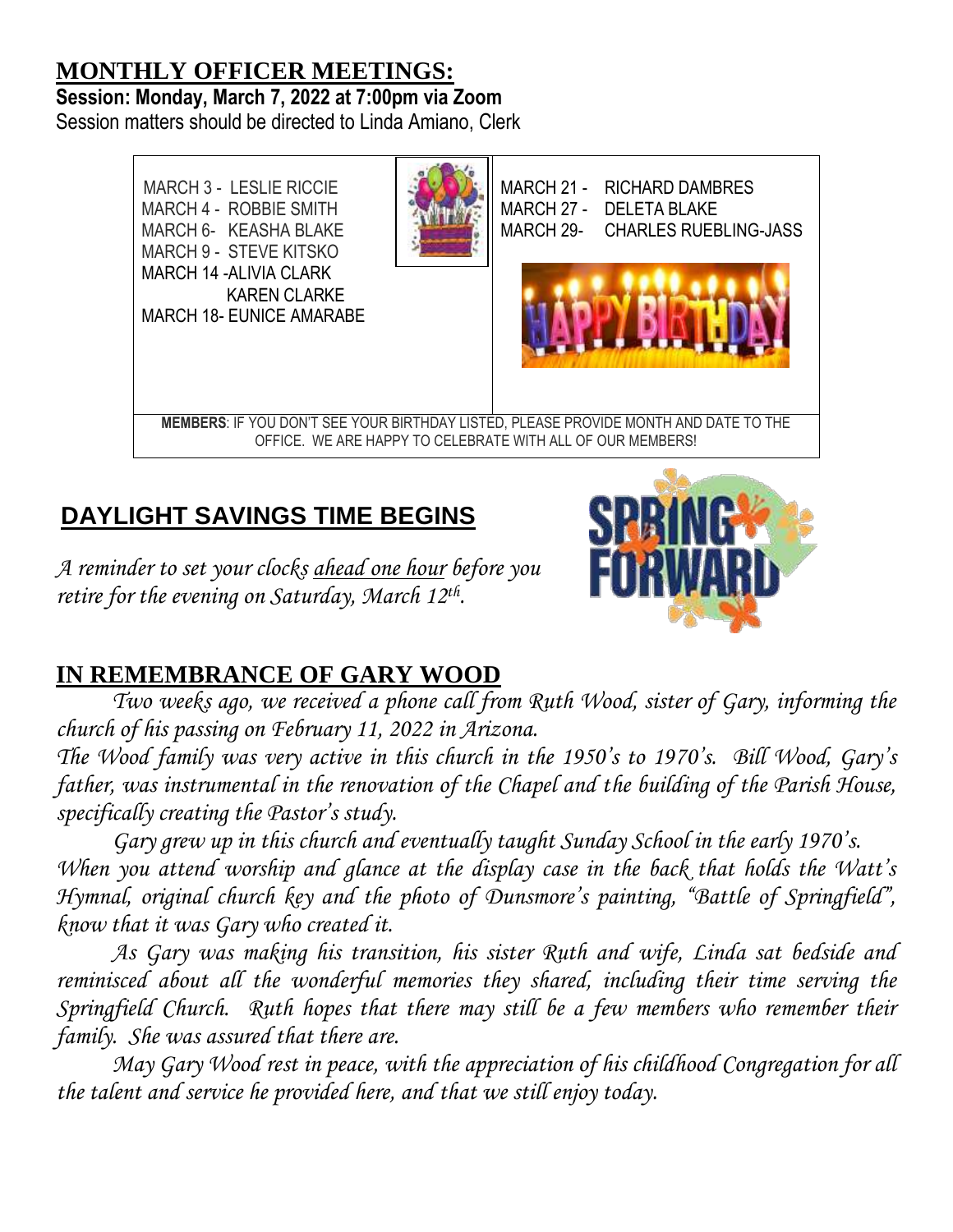## MONTHLY OFFICER MEETINGS:

**Session: Monday, March 7, 2022 at 7:00pm via Zoom**

Session matters should be directed to Linda Amiano, Clerk

MARCH 3 - LESLIE RICCIE
MARCH 4 - ROBBIE SMITH
MARCH 6- KEASHA BLAKE
MARCH 9 - STEVE KITSKO
MARCH 14 -ALIVIA CLARK
KAREN CLARKE
MARCH 18- EUNICE AMARABE

MARCH 21 - RICHARD DAMBRES
MARCH 27 - DELETA BLAKE
MARCH 29- CHARLES RUEBLING-JASS

**MEMBERS**: IF YOU DON'T SEE YOUR BIRTHDAY LISTED, PLEASE PROVIDE MONTH AND DATE TO THE OFFICE. WE ARE HAPPY TO CELEBRATE WITH ALL OF OUR MEMBERS!

## DAYLIGHT SAVINGS TIME BEGINS

*A reminder to set your clocks ahead one hour before you retire for the evening on Saturday, March 12th.*

## IN REMEMBRANCE OF GARY WOOD

*Two weeks ago, we received a phone call from Ruth Wood, sister of Gary, informing the church of his passing on February 11, 2022 in Arizona.*

*The Wood family was very active in this church in the 1950's to 1970's. Bill Wood, Gary's father, was instrumental in the renovation of the Chapel and the building of the Parish House, specifically creating the Pastor's study.*

*Gary grew up in this church and eventually taught Sunday School in the early 1970's. When you attend worship and glance at the display case in the back that holds the Watt's Hymnal, original church key and the photo of Dunsmore's painting, "Battle of Springfield", know that it was Gary who created it.*

*As Gary was making his transition, his sister Ruth and wife, Linda sat bedside and reminisced about all the wonderful memories they shared, including their time serving the Springfield Church. Ruth hopes that there may still be a few members who remember their family. She was assured that there are.*

*May Gary Wood rest in peace, with the appreciation of his childhood Congregation for all the talent and service he provided here, and that we still enjoy today.*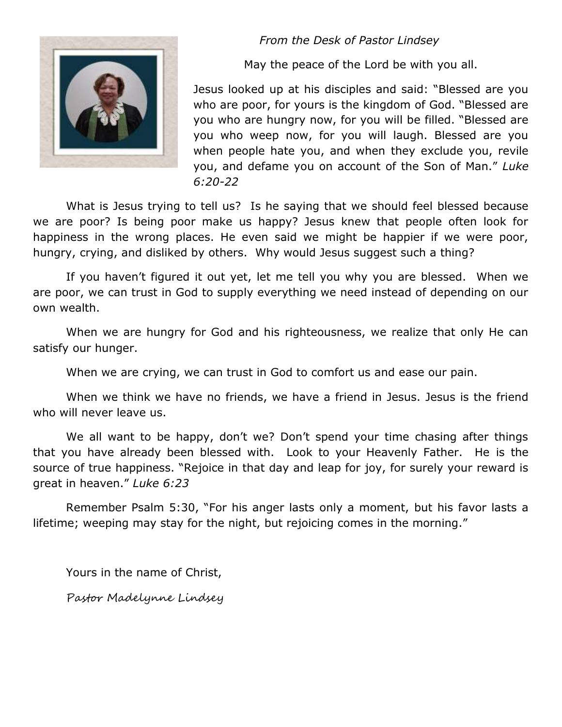*From the Desk of Pastor Lindsey*

May the peace of the Lord be with you all.

Jesus looked up at his disciples and said: "Blessed are you who are poor, for yours is the kingdom of God. "Blessed are you who are hungry now, for you will be filled. "Blessed are you who weep now, for you will laugh. Blessed are you when people hate you, and when they exclude you, revile you, and defame you on account of the Son of Man." *Luke 6:20-22*

What is Jesus trying to tell us? Is he saying that we should feel blessed because we are poor? Is being poor make us happy? Jesus knew that people often look for happiness in the wrong places. He even said we might be happier if we were poor, hungry, crying, and disliked by others. Why would Jesus suggest such a thing?

If you haven't figured it out yet, let me tell you why you are blessed. When we are poor, we can trust in God to supply everything we need instead of depending on our own wealth.

When we are hungry for God and his righteousness, we realize that only He can satisfy our hunger.

When we are crying, we can trust in God to comfort us and ease our pain.

When we think we have no friends, we have a friend in Jesus. Jesus is the friend who will never leave us.

We all want to be happy, don't we? Don't spend your time chasing after things that you have already been blessed with. Look to your Heavenly Father. He is the source of true happiness. "Rejoice in that day and leap for joy, for surely your reward is great in heaven." *Luke 6:23*

Remember Psalm 5:30, "For his anger lasts only a moment, but his favor lasts a lifetime; weeping may stay for the night, but rejoicing comes in the morning."

Yours in the name of Christ,

*Pastor Madelynne Lindsey*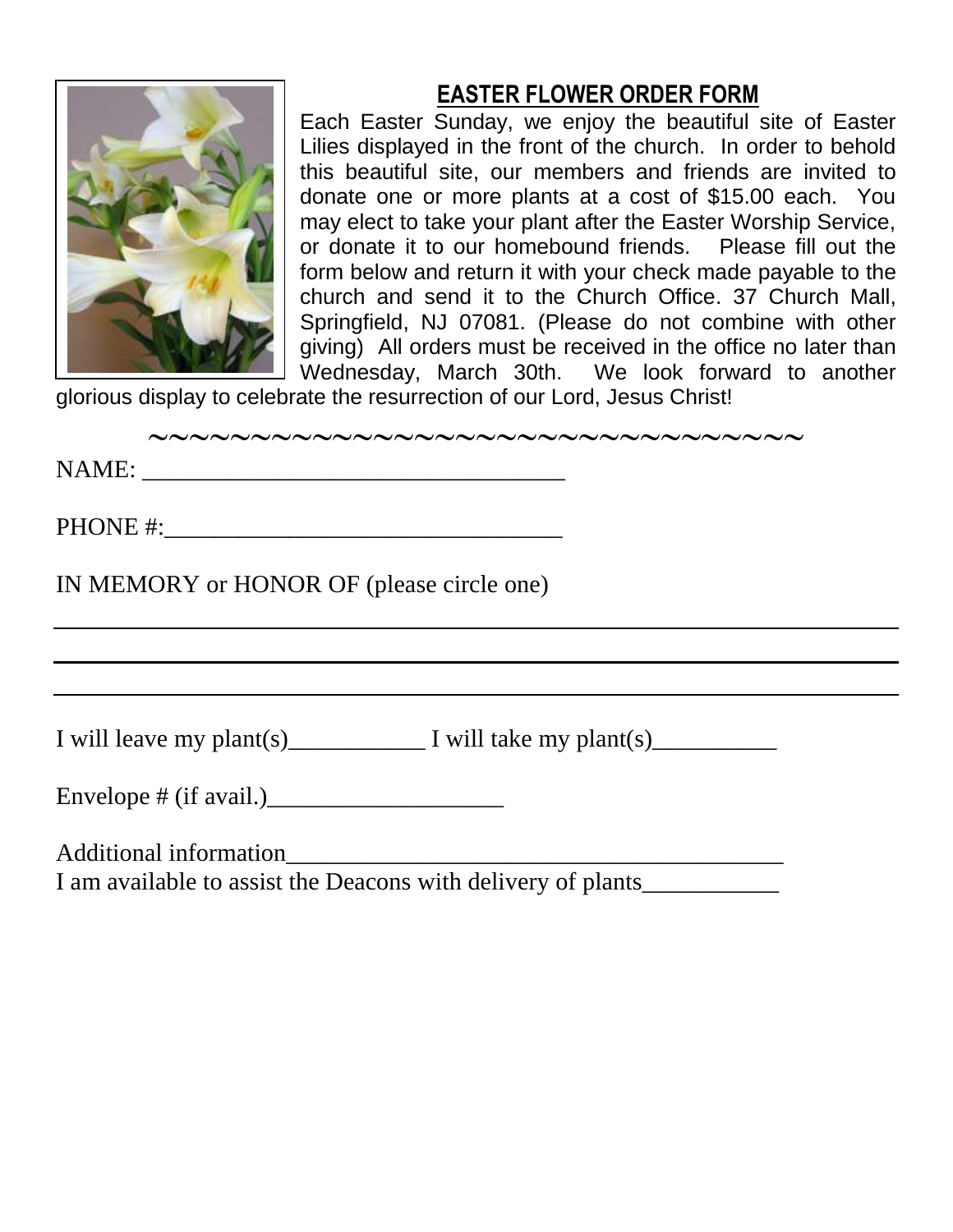## EASTER FLOWER ORDER FORM

Each Easter Sunday, we enjoy the beautiful site of Easter Lilies displayed in the front of the church. In order to behold this beautiful site, our members and friends are invited to donate one or more plants at a cost of $15.00 each. You may elect to take your plant after the Easter Worship Service, or donate it to our homebound friends. Please fill out the form below and return it with your check made payable to the church and send it to the Church Office. 37 Church Mall, Springfield, NJ 07081. (Please do not combine with other giving) All orders must be received in the office no later than Wednesday, March 30th. We look forward to another glorious display to celebrate the resurrection of our Lord, Jesus Christ!

~~~~~~~~~~~~~~~~~~~~~~~~~~~~~~~~

NAME: ___________________________________

PHONE #:_________________________________

IN MEMORY or HONOR OF (please circle one)

______________________________________________________________________

______________________________________________________________________

______________________________________________________________________

I will leave my plant(s)___________ I will take my plant(s)__________

Envelope # (if avail.)___________________

Additional information_________________________________________

I am available to assist the Deacons with delivery of plants___________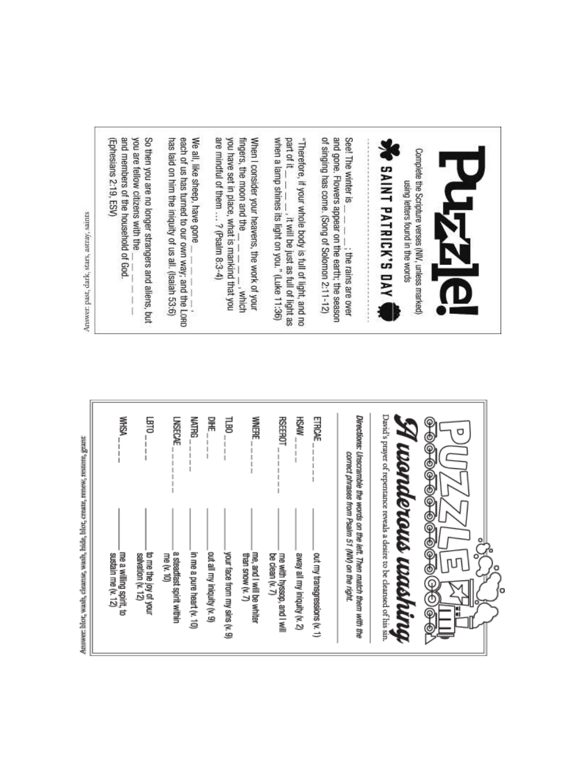# Puzzle!

Complete the Scripture verses (NIV, unless marked) using letters found in the words

## SAINT PATRICK'S DAY

See! The winter is _ _ _ _; the rains are over and gone. Flowers appear on the earth; the season of singing has come. (Song of Solomon 2:11-12)

"Therefore, if your whole body is full of light, and no part of it _ _ _ _, it will be just as full of light as when a lamp shines its light on you." (Luke 11:36)

When I consider your heavens, the work of your fingers, the moon and the _ _ _ _ _, which you have set in place, what is mankind that you are mindful of them ... ? (Psalm 8:3-4)

We all, like sheep, have gone _ _ _ _ _ _, each of us has turned to our own way; and the LORD has laid on him the iniquity of us all. (Isaiah 53:6)

So then you are no longer strangers and aliens, but you are fellow citizens with the _ _ _ _ _ _ and members of the household of God. (Ephesians 2:19, ESV)

Answer: past, dark, stars, astray, saints

# PUZZLE

## A wonderous washing

David's prayer of repentance reveals a desire to be cleansed of his sin.

*Directions: Unscramble the words on the left. Then match them with the correct phrases from Psalm 51 (NIV) on the right.*

ETRCAE _ _ _ _ _ _ ______ out my transgressions (v. 1)

HSAW _ _ _ _ ______ away all my iniquity (v. 2)

RSEEROT _ _ _ _ _ _ _ ______ me with hyssop, and I will be clean (v. 7)

WNERE _ _ _ _ _ ______ me, and I will be whiter than snow (v. 7)

TLBO _ _ _ _ ______ your face from my sins (v. 9)

DIHE _ _ _ _ ______ out all my iniquity (v. 9)

NATRG _ _ _ _ _ ______ in me a pure heart (v. 10)

LNSECAE _ _ _ _ _ _ _ ______ a steadfast spirit within me (v. 10)

LBTO _ _ _ _ ______ to me the joy of your salvation (v. 12)

WHSA _ _ _ _ ______ me a willing spirit, to sustain me (v. 12)

Answer: blot, wash, cleanse, wash, hide, blot, create, renew, restore, grant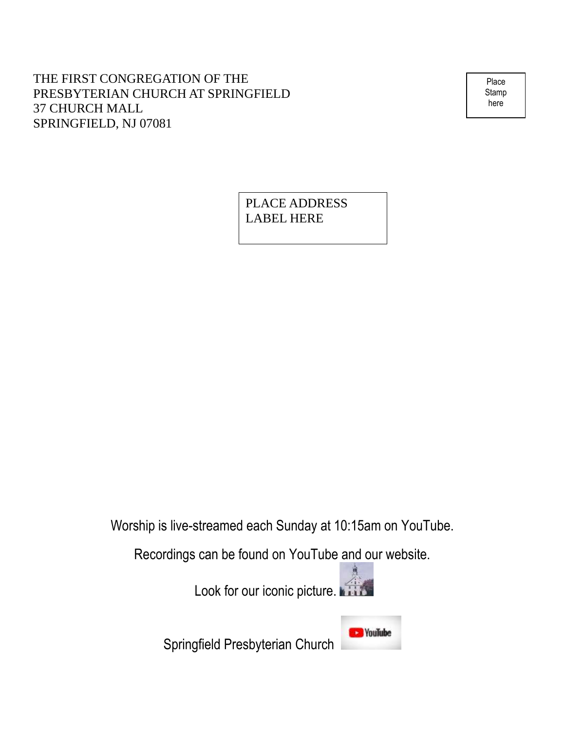THE FIRST CONGREGATION OF THE
PRESBYTERIAN CHURCH AT SPRINGFIELD
37 CHURCH MALL
SPRINGFIELD, NJ 07081

Place
Stamp
here

PLACE ADDRESS
LABEL HERE

Worship is live-streamed each Sunday at 10:15am on YouTube.

Recordings can be found on YouTube and our website.

Look for our iconic picture.

Springfield Presbyterian Church